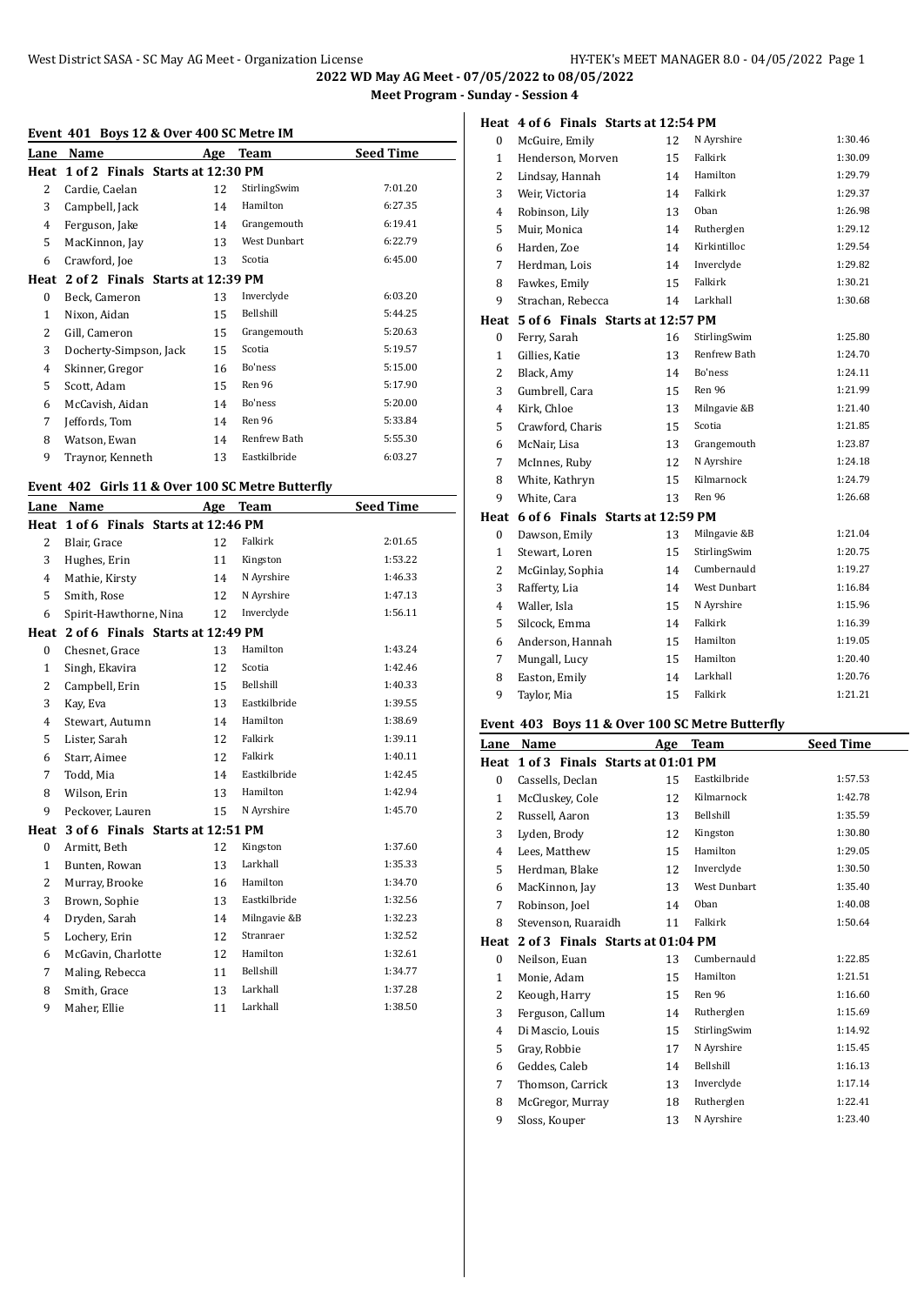**2022 WD May AG Meet - 07/05/2022 to 08/05/2022**

**Meet Program - Sunday - Session 4**

#### Event 401 Boys 12 & Over 400 SC Metre IM

| Lane | Name | Age | Team | Seed Time |
|---|---|---|---|---|
| **Heat 1 of 2 Finals Starts at 12:30 PM** | | | | |
| 2 | Cardie, Caelan | 12 | StirlingSwim | 7:01.20 |
| 3 | Campbell, Jack | 14 | Hamilton | 6:27.35 |
| 4 | Ferguson, Jake | 14 | Grangemouth | 6:19.41 |
| 5 | MacKinnon, Jay | 13 | West Dunbart | 6:22.79 |
| 6 | Crawford, Joe | 13 | Scotia | 6:45.00 |
| **Heat 2 of 2 Finals Starts at 12:39 PM** | | | | |
| 0 | Beck, Cameron | 13 | Inverclyde | 6:03.20 |
| 1 | Nixon, Aidan | 15 | Bellshill | 5:44.25 |
| 2 | Gill, Cameron | 15 | Grangemouth | 5:20.63 |
| 3 | Docherty-Simpson, Jack | 15 | Scotia | 5:19.57 |
| 4 | Skinner, Gregor | 16 | Bo'ness | 5:15.00 |
| 5 | Scott, Adam | 15 | Ren 96 | 5:17.90 |
| 6 | McCavish, Aidan | 14 | Bo'ness | 5:20.00 |
| 7 | Jeffords, Tom | 14 | Ren 96 | 5:33.84 |
| 8 | Watson, Ewan | 14 | Renfrew Bath | 5:55.30 |
| 9 | Traynor, Kenneth | 13 | Eastkilbride | 6:03.27 |

#### Event 402 Girls 11 & Over 100 SC Metre Butterfly

| Lane | Name | Age | Team | Seed Time |
|---|---|---|---|---|
| **Heat 1 of 6 Finals Starts at 12:46 PM** | | | | |
| 2 | Blair, Grace | 12 | Falkirk | 2:01.65 |
| 3 | Hughes, Erin | 11 | Kingston | 1:53.22 |
| 4 | Mathie, Kirsty | 14 | N Ayrshire | 1:46.33 |
| 5 | Smith, Rose | 12 | N Ayrshire | 1:47.13 |
| 6 | Spirit-Hawthorne, Nina | 12 | Inverclyde | 1:56.11 |
| **Heat 2 of 6 Finals Starts at 12:49 PM** | | | | |
| 0 | Chesnet, Grace | 13 | Hamilton | 1:43.24 |
| 1 | Singh, Ekavira | 12 | Scotia | 1:42.46 |
| 2 | Campbell, Erin | 15 | Bellshill | 1:40.33 |
| 3 | Kay, Eva | 13 | Eastkilbride | 1:39.55 |
| 4 | Stewart, Autumn | 14 | Hamilton | 1:38.69 |
| 5 | Lister, Sarah | 12 | Falkirk | 1:39.11 |
| 6 | Starr, Aimee | 12 | Falkirk | 1:40.11 |
| 7 | Todd, Mia | 14 | Eastkilbride | 1:42.45 |
| 8 | Wilson, Erin | 13 | Hamilton | 1:42.94 |
| 9 | Peckover, Lauren | 15 | N Ayrshire | 1:45.70 |
| **Heat 3 of 6 Finals Starts at 12:51 PM** | | | | |
| 0 | Armitt, Beth | 12 | Kingston | 1:37.60 |
| 1 | Bunten, Rowan | 13 | Larkhall | 1:35.33 |
| 2 | Murray, Brooke | 16 | Hamilton | 1:34.70 |
| 3 | Brown, Sophie | 13 | Eastkilbride | 1:32.56 |
| 4 | Dryden, Sarah | 14 | Milngavie &B | 1:32.23 |
| 5 | Lochery, Erin | 12 | Stranraer | 1:32.52 |
| 6 | McGavin, Charlotte | 12 | Hamilton | 1:32.61 |
| 7 | Maling, Rebecca | 11 | Bellshill | 1:34.77 |
| 8 | Smith, Grace | 13 | Larkhall | 1:37.28 |
| 9 | Maher, Ellie | 11 | Larkhall | 1:38.50 |
| **Heat 4 of 6 Finals Starts at 12:54 PM** | | | | |
| 0 | McGuire, Emily | 12 | N Ayrshire | 1:30.46 |
| 1 | Henderson, Morven | 15 | Falkirk | 1:30.09 |
| 2 | Lindsay, Hannah | 14 | Hamilton | 1:29.79 |
| 3 | Weir, Victoria | 14 | Falkirk | 1:29.37 |
| 4 | Robinson, Lily | 13 | Oban | 1:26.98 |
| 5 | Muir, Monica | 14 | Rutherglen | 1:29.12 |
| 6 | Harden, Zoe | 14 | Kirkintilloc | 1:29.54 |
| 7 | Herdman, Lois | 14 | Inverclyde | 1:29.82 |
| 8 | Fawkes, Emily | 15 | Falkirk | 1:30.21 |
| 9 | Strachan, Rebecca | 14 | Larkhall | 1:30.68 |
| **Heat 5 of 6 Finals Starts at 12:57 PM** | | | | |
| 0 | Ferry, Sarah | 16 | StirlingSwim | 1:25.80 |
| 1 | Gillies, Katie | 13 | Renfrew Bath | 1:24.70 |
| 2 | Black, Amy | 14 | Bo'ness | 1:24.11 |
| 3 | Gumbrell, Cara | 15 | Ren 96 | 1:21.99 |
| 4 | Kirk, Chloe | 13 | Milngavie &B | 1:21.40 |
| 5 | Crawford, Charis | 15 | Scotia | 1:21.85 |
| 6 | McNair, Lisa | 13 | Grangemouth | 1:23.87 |
| 7 | McInnes, Ruby | 12 | N Ayrshire | 1:24.18 |
| 8 | White, Kathryn | 15 | Kilmarnock | 1:24.79 |
| 9 | White, Cara | 13 | Ren 96 | 1:26.68 |
| **Heat 6 of 6 Finals Starts at 12:59 PM** | | | | |
| 0 | Dawson, Emily | 13 | Milngavie &B | 1:21.04 |
| 1 | Stewart, Loren | 15 | StirlingSwim | 1:20.75 |
| 2 | McGinlay, Sophia | 14 | Cumbernauld | 1:19.27 |
| 3 | Rafferty, Lia | 14 | West Dunbart | 1:16.84 |
| 4 | Waller, Isla | 15 | N Ayrshire | 1:15.96 |
| 5 | Silcock, Emma | 14 | Falkirk | 1:16.39 |
| 6 | Anderson, Hannah | 15 | Hamilton | 1:19.05 |
| 7 | Mungall, Lucy | 15 | Hamilton | 1:20.40 |
| 8 | Easton, Emily | 14 | Larkhall | 1:20.76 |
| 9 | Taylor, Mia | 15 | Falkirk | 1:21.21 |

#### Event 403 Boys 11 & Over 100 SC Metre Butterfly

| Lane | Name | Age | Team | Seed Time |
|---|---|---|---|---|
| **Heat 1 of 3 Finals Starts at 01:01 PM** | | | | |
| 0 | Cassells, Declan | 15 | Eastkilbride | 1:57.53 |
| 1 | McCluskey, Cole | 12 | Kilmarnock | 1:42.78 |
| 2 | Russell, Aaron | 13 | Bellshill | 1:35.59 |
| 3 | Lyden, Brody | 12 | Kingston | 1:30.80 |
| 4 | Lees, Matthew | 15 | Hamilton | 1:29.05 |
| 5 | Herdman, Blake | 12 | Inverclyde | 1:30.50 |
| 6 | MacKinnon, Jay | 13 | West Dunbart | 1:35.40 |
| 7 | Robinson, Joel | 14 | Oban | 1:40.08 |
| 8 | Stevenson, Ruaraidh | 11 | Falkirk | 1:50.64 |
| **Heat 2 of 3 Finals Starts at 01:04 PM** | | | | |
| 0 | Neilson, Euan | 13 | Cumbernauld | 1:22.85 |
| 1 | Monie, Adam | 15 | Hamilton | 1:21.51 |
| 2 | Keough, Harry | 15 | Ren 96 | 1:16.60 |
| 3 | Ferguson, Callum | 14 | Rutherglen | 1:15.69 |
| 4 | Di Mascio, Louis | 15 | StirlingSwim | 1:14.92 |
| 5 | Gray, Robbie | 17 | N Ayrshire | 1:15.45 |
| 6 | Geddes, Caleb | 14 | Bellshill | 1:16.13 |
| 7 | Thomson, Carrick | 13 | Inverclyde | 1:17.14 |
| 8 | McGregor, Murray | 18 | Rutherglen | 1:22.41 |
| 9 | Sloss, Kouper | 13 | N Ayrshire | 1:23.40 |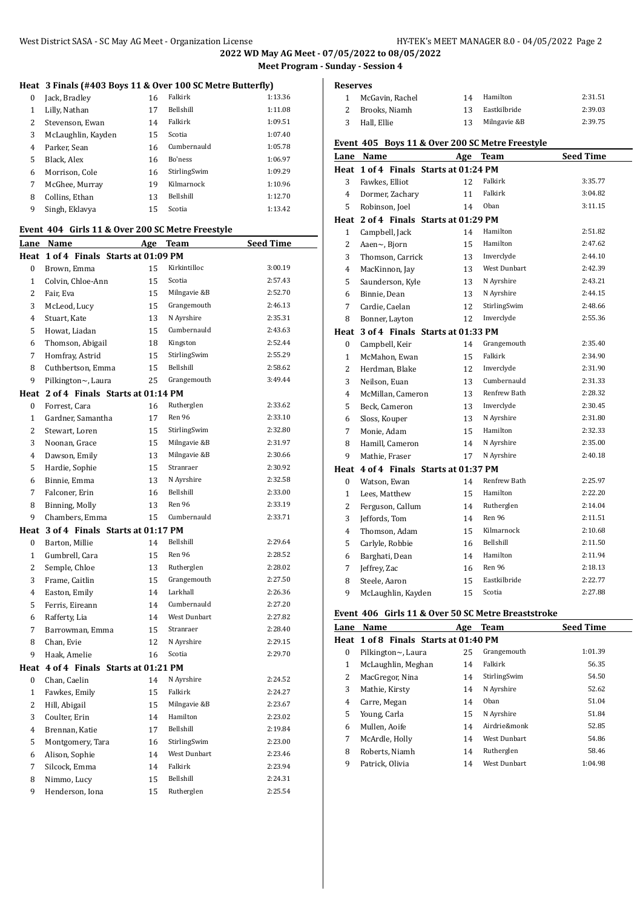## 2022 WD May AG Meet - 07/05/2022 to 08/05/2022

### Meet Program - Sunday - Session 4

**Heat 3 Finals (#403 Boys 11 & Over 100 SC Metre Butterfly)**

| Lane | Name | Age | Team | Seed Time |
|---|---|---|---|---|
| 0 | Jack, Bradley | 16 | Falkirk | 1:13.36 |
| 1 | Lilly, Nathan | 17 | Bellshill | 1:11.08 |
| 2 | Stevenson, Ewan | 14 | Falkirk | 1:09.51 |
| 3 | McLaughlin, Kayden | 15 | Scotia | 1:07.40 |
| 4 | Parker, Sean | 16 | Cumbernauld | 1:05.78 |
| 5 | Black, Alex | 16 | Bo'ness | 1:06.97 |
| 6 | Morrison, Cole | 16 | StirlingSwim | 1:09.29 |
| 7 | McGhee, Murray | 19 | Kilmarnock | 1:10.96 |
| 8 | Collins, Ethan | 13 | Bellshill | 1:12.70 |
| 9 | Singh, Eklavya | 15 | Scotia | 1:13.42 |

### Event 404 Girls 11 & Over 200 SC Metre Freestyle

| Lane | Name | Age | Team | Seed Time |
|---|---|---|---|---|
| **Heat 1 of 4 Finals Starts at 01:09 PM** | | | | |
| 0 | Brown, Emma | 15 | Kirkintilloc | 3:00.19 |
| 1 | Colvin, Chloe-Ann | 15 | Scotia | 2:57.43 |
| 2 | Fair, Eva | 15 | Milngavie &B | 2:52.70 |
| 3 | McLeod, Lucy | 15 | Grangemouth | 2:46.13 |
| 4 | Stuart, Kate | 13 | N Ayrshire | 2:35.31 |
| 5 | Howat, Liadan | 15 | Cumbernauld | 2:43.63 |
| 6 | Thomson, Abigail | 18 | Kingston | 2:52.44 |
| 7 | Homfray, Astrid | 15 | StirlingSwim | 2:55.29 |
| 8 | Cuthbertson, Emma | 15 | Bellshill | 2:58.62 |
| 9 | Pilkington~, Laura | 25 | Grangemouth | 3:49.44 |
| **Heat 2 of 4 Finals Starts at 01:14 PM** | | | | |
| 0 | Forrest, Cara | 16 | Rutherglen | 2:33.62 |
| 1 | Gardner, Samantha | 17 | Ren 96 | 2:33.10 |
| 2 | Stewart, Loren | 15 | StirlingSwim | 2:32.80 |
| 3 | Noonan, Grace | 15 | Milngavie &B | 2:31.97 |
| 4 | Dawson, Emily | 13 | Milngavie &B | 2:30.66 |
| 5 | Hardie, Sophie | 15 | Stranraer | 2:30.92 |
| 6 | Binnie, Emma | 13 | N Ayrshire | 2:32.58 |
| 7 | Falconer, Erin | 16 | Bellshill | 2:33.00 |
| 8 | Binning, Molly | 13 | Ren 96 | 2:33.19 |
| 9 | Chambers, Emma | 15 | Cumbernauld | 2:33.71 |
| **Heat 3 of 4 Finals Starts at 01:17 PM** | | | | |
| 0 | Barton, Millie | 14 | Bellshill | 2:29.64 |
| 1 | Gumbrell, Cara | 15 | Ren 96 | 2:28.52 |
| 2 | Semple, Chloe | 13 | Rutherglen | 2:28.02 |
| 3 | Frame, Caitlin | 15 | Grangemouth | 2:27.50 |
| 4 | Easton, Emily | 14 | Larkhall | 2:26.36 |
| 5 | Ferris, Eireann | 14 | Cumbernauld | 2:27.20 |
| 6 | Rafferty, Lia | 14 | West Dunbart | 2:27.82 |
| 7 | Barrowman, Emma | 15 | Stranraer | 2:28.40 |
| 8 | Chan, Evie | 12 | N Ayrshire | 2:29.15 |
| 9 | Haak, Amelie | 16 | Scotia | 2:29.70 |
| **Heat 4 of 4 Finals Starts at 01:21 PM** | | | | |
| 0 | Chan, Caelin | 14 | N Ayrshire | 2:24.52 |
| 1 | Fawkes, Emily | 15 | Falkirk | 2:24.27 |
| 2 | Hill, Abigail | 15 | Milngavie &B | 2:23.67 |
| 3 | Coulter, Erin | 14 | Hamilton | 2:23.02 |
| 4 | Brennan, Katie | 17 | Bellshill | 2:19.84 |
| 5 | Montgomery, Tara | 16 | StirlingSwim | 2:23.00 |
| 6 | Alison, Sophie | 14 | West Dunbart | 2:23.46 |
| 7 | Silcock, Emma | 14 | Falkirk | 2:23.94 |
| 8 | Nimmo, Lucy | 15 | Bellshill | 2:24.31 |
| 9 | Henderson, Iona | 15 | Rutherglen | 2:25.54 |

**Reserves**

| | Name | Age | Team | Seed Time |
|---|---|---|---|---|
| 1 | McGavin, Rachel | 14 | Hamilton | 2:31.51 |
| 2 | Brooks, Niamh | 13 | Eastkilbride | 2:39.03 |
| 3 | Hall, Ellie | 13 | Milngavie &B | 2:39.75 |

### Event 405 Boys 11 & Over 200 SC Metre Freestyle

| Lane | Name | Age | Team | Seed Time |
|---|---|---|---|---|
| **Heat 1 of 4 Finals Starts at 01:24 PM** | | | | |
| 3 | Fawkes, Elliot | 12 | Falkirk | 3:35.77 |
| 4 | Dormer, Zachary | 11 | Falkirk | 3:04.82 |
| 5 | Robinson, Joel | 14 | Oban | 3:11.15 |
| **Heat 2 of 4 Finals Starts at 01:29 PM** | | | | |
| 1 | Campbell, Jack | 14 | Hamilton | 2:51.82 |
| 2 | Aaen~, Bjorn | 15 | Hamilton | 2:47.62 |
| 3 | Thomson, Carrick | 13 | Inverclyde | 2:44.10 |
| 4 | MacKinnon, Jay | 13 | West Dunbart | 2:42.39 |
| 5 | Saunderson, Kyle | 13 | N Ayrshire | 2:43.21 |
| 6 | Binnie, Dean | 13 | N Ayrshire | 2:44.15 |
| 7 | Cardie, Caelan | 12 | StirlingSwim | 2:48.66 |
| 8 | Bonner, Layton | 12 | Inverclyde | 2:55.36 |
| **Heat 3 of 4 Finals Starts at 01:33 PM** | | | | |
| 0 | Campbell, Keir | 14 | Grangemouth | 2:35.40 |
| 1 | McMahon, Ewan | 15 | Falkirk | 2:34.90 |
| 2 | Herdman, Blake | 12 | Inverclyde | 2:31.90 |
| 3 | Neilson, Euan | 13 | Cumbernauld | 2:31.33 |
| 4 | McMillan, Cameron | 13 | Renfrew Bath | 2:28.32 |
| 5 | Beck, Cameron | 13 | Inverclyde | 2:30.45 |
| 6 | Sloss, Kouper | 13 | N Ayrshire | 2:31.80 |
| 7 | Monie, Adam | 15 | Hamilton | 2:32.33 |
| 8 | Hamill, Cameron | 14 | N Ayrshire | 2:35.00 |
| 9 | Mathie, Fraser | 17 | N Ayrshire | 2:40.18 |
| **Heat 4 of 4 Finals Starts at 01:37 PM** | | | | |
| 0 | Watson, Ewan | 14 | Renfrew Bath | 2:25.97 |
| 1 | Lees, Matthew | 15 | Hamilton | 2:22.20 |
| 2 | Ferguson, Callum | 14 | Rutherglen | 2:14.04 |
| 3 | Jeffords, Tom | 14 | Ren 96 | 2:11.51 |
| 4 | Thomson, Adam | 15 | Kilmarnock | 2:10.68 |
| 5 | Carlyle, Robbie | 16 | Bellshill | 2:11.50 |
| 6 | Barghati, Dean | 14 | Hamilton | 2:11.94 |
| 7 | Jeffrey, Zac | 16 | Ren 96 | 2:18.13 |
| 8 | Steele, Aaron | 15 | Eastkilbride | 2:22.77 |
| 9 | McLaughlin, Kayden | 15 | Scotia | 2:27.88 |

### Event 406 Girls 11 & Over 50 SC Metre Breaststroke

| Lane | Name | Age | Team | Seed Time |
|---|---|---|---|---|
| **Heat 1 of 8 Finals Starts at 01:40 PM** | | | | |
| 0 | Pilkington~, Laura | 25 | Grangemouth | 1:01.39 |
| 1 | McLaughlin, Meghan | 14 | Falkirk | 56.35 |
| 2 | MacGregor, Nina | 14 | StirlingSwim | 54.50 |
| 3 | Mathie, Kirsty | 14 | N Ayrshire | 52.62 |
| 4 | Carre, Megan | 14 | Oban | 51.04 |
| 5 | Young, Carla | 15 | N Ayrshire | 51.84 |
| 6 | Mullen, Aoife | 14 | Airdrie&monk | 52.85 |
| 7 | McArdle, Holly | 14 | West Dunbart | 54.86 |
| 8 | Roberts, Niamh | 14 | Rutherglen | 58.46 |
| 9 | Patrick, Olivia | 14 | West Dunbart | 1:04.98 |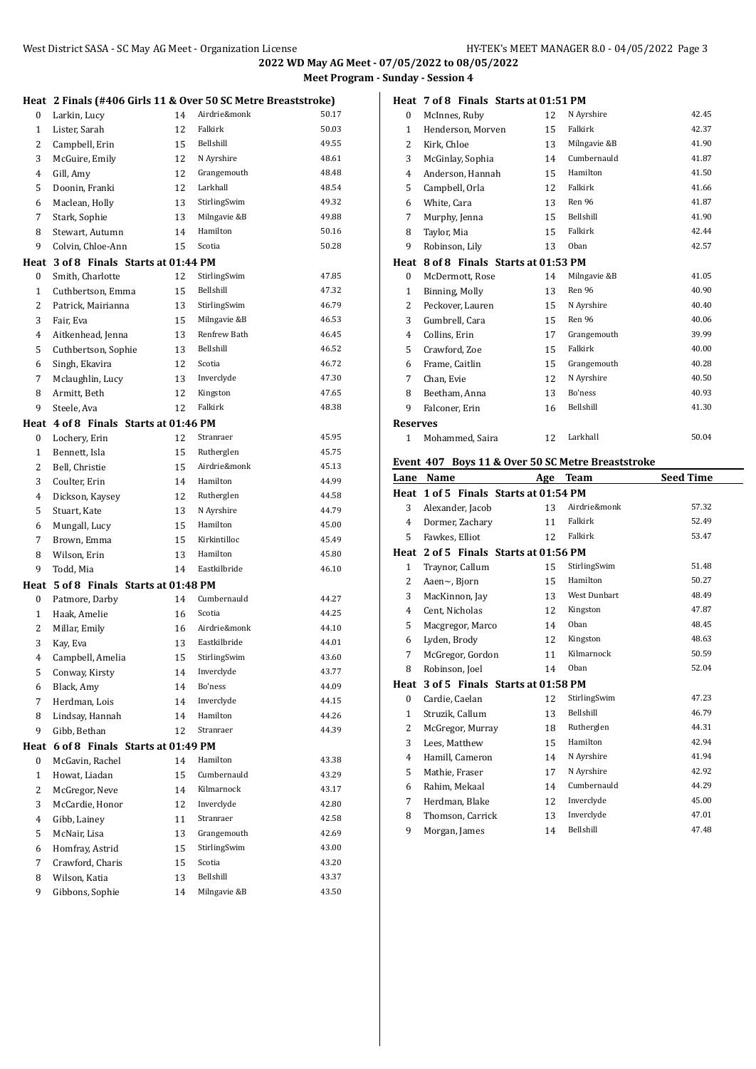## 2022 WD May AG Meet - 07/05/2022 to 08/05/2022

### Meet Program - Sunday - Session 4

**Heat 2 Finals (#406 Girls 11 & Over 50 SC Metre Breaststroke)**

| Lane | Name | Age | Team | Seed Time |
|---|---|---|---|---|
| 0 | Larkin, Lucy | 14 | Airdrie&monk | 50.17 |
| 1 | Lister, Sarah | 12 | Falkirk | 50.03 |
| 2 | Campbell, Erin | 15 | Bellshill | 49.55 |
| 3 | McGuire, Emily | 12 | N Ayrshire | 48.61 |
| 4 | Gill, Amy | 12 | Grangemouth | 48.48 |
| 5 | Doonin, Franki | 12 | Larkhall | 48.54 |
| 6 | Maclean, Holly | 13 | StirlingSwim | 49.32 |
| 7 | Stark, Sophie | 13 | Milngavie &B | 49.88 |
| 8 | Stewart, Autumn | 14 | Hamilton | 50.16 |
| 9 | Colvin, Chloe-Ann | 15 | Scotia | 50.28 |

**Heat 3 of 8 Finals Starts at 01:44 PM**

| Lane | Name | Age | Team | Seed Time |
|---|---|---|---|---|
| 0 | Smith, Charlotte | 12 | StirlingSwim | 47.85 |
| 1 | Cuthbertson, Emma | 15 | Bellshill | 47.32 |
| 2 | Patrick, Mairianna | 13 | StirlingSwim | 46.79 |
| 3 | Fair, Eva | 15 | Milngavie &B | 46.53 |
| 4 | Aitkenhead, Jenna | 13 | Renfrew Bath | 46.45 |
| 5 | Cuthbertson, Sophie | 13 | Bellshill | 46.52 |
| 6 | Singh, Ekavira | 12 | Scotia | 46.72 |
| 7 | Mclaughlin, Lucy | 13 | Inverclyde | 47.30 |
| 8 | Armitt, Beth | 12 | Kingston | 47.65 |
| 9 | Steele, Ava | 12 | Falkirk | 48.38 |

**Heat 4 of 8 Finals Starts at 01:46 PM**

| Lane | Name | Age | Team | Seed Time |
|---|---|---|---|---|
| 0 | Lochery, Erin | 12 | Stranraer | 45.95 |
| 1 | Bennett, Isla | 15 | Rutherglen | 45.75 |
| 2 | Bell, Christie | 15 | Airdrie&monk | 45.13 |
| 3 | Coulter, Erin | 14 | Hamilton | 44.99 |
| 4 | Dickson, Kaysey | 12 | Rutherglen | 44.58 |
| 5 | Stuart, Kate | 13 | N Ayrshire | 44.79 |
| 6 | Mungall, Lucy | 15 | Hamilton | 45.00 |
| 7 | Brown, Emma | 15 | Kirkintilloc | 45.49 |
| 8 | Wilson, Erin | 13 | Hamilton | 45.80 |
| 9 | Todd, Mia | 14 | Eastkilbride | 46.10 |

**Heat 5 of 8 Finals Starts at 01:48 PM**

| Lane | Name | Age | Team | Seed Time |
|---|---|---|---|---|
| 0 | Patmore, Darby | 14 | Cumbernauld | 44.27 |
| 1 | Haak, Amelie | 16 | Scotia | 44.25 |
| 2 | Millar, Emily | 16 | Airdrie&monk | 44.10 |
| 3 | Kay, Eva | 13 | Eastkilbride | 44.01 |
| 4 | Campbell, Amelia | 15 | StirlingSwim | 43.60 |
| 5 | Conway, Kirsty | 14 | Inverclyde | 43.77 |
| 6 | Black, Amy | 14 | Bo'ness | 44.09 |
| 7 | Herdman, Lois | 14 | Inverclyde | 44.15 |
| 8 | Lindsay, Hannah | 14 | Hamilton | 44.26 |
| 9 | Gibb, Bethan | 12 | Stranraer | 44.39 |

**Heat 6 of 8 Finals Starts at 01:49 PM**

| Lane | Name | Age | Team | Seed Time |
|---|---|---|---|---|
| 0 | McGavin, Rachel | 14 | Hamilton | 43.38 |
| 1 | Howat, Liadan | 15 | Cumbernauld | 43.29 |
| 2 | McGregor, Neve | 14 | Kilmarnock | 43.17 |
| 3 | McCardie, Honor | 12 | Inverclyde | 42.80 |
| 4 | Gibb, Lainey | 11 | Stranraer | 42.58 |
| 5 | McNair, Lisa | 13 | Grangemouth | 42.69 |
| 6 | Homfray, Astrid | 15 | StirlingSwim | 43.00 |
| 7 | Crawford, Charis | 15 | Scotia | 43.20 |
| 8 | Wilson, Katia | 13 | Bellshill | 43.37 |
| 9 | Gibbons, Sophie | 14 | Milngavie &B | 43.50 |

**Heat 7 of 8 Finals Starts at 01:51 PM**

| Lane | Name | Age | Team | Seed Time |
|---|---|---|---|---|
| 0 | McInnes, Ruby | 12 | N Ayrshire | 42.45 |
| 1 | Henderson, Morven | 15 | Falkirk | 42.37 |
| 2 | Kirk, Chloe | 13 | Milngavie &B | 41.90 |
| 3 | McGinlay, Sophia | 14 | Cumbernauld | 41.87 |
| 4 | Anderson, Hannah | 15 | Hamilton | 41.50 |
| 5 | Campbell, Orla | 12 | Falkirk | 41.66 |
| 6 | White, Cara | 13 | Ren 96 | 41.87 |
| 7 | Murphy, Jenna | 15 | Bellshill | 41.90 |
| 8 | Taylor, Mia | 15 | Falkirk | 42.44 |
| 9 | Robinson, Lily | 13 | Oban | 42.57 |

**Heat 8 of 8 Finals Starts at 01:53 PM**

| Lane | Name | Age | Team | Seed Time |
|---|---|---|---|---|
| 0 | McDermott, Rose | 14 | Milngavie &B | 41.05 |
| 1 | Binning, Molly | 13 | Ren 96 | 40.90 |
| 2 | Peckover, Lauren | 15 | N Ayrshire | 40.40 |
| 3 | Gumbrell, Cara | 15 | Ren 96 | 40.06 |
| 4 | Collins, Erin | 17 | Grangemouth | 39.99 |
| 5 | Crawford, Zoe | 15 | Falkirk | 40.00 |
| 6 | Frame, Caitlin | 15 | Grangemouth | 40.28 |
| 7 | Chan, Evie | 12 | N Ayrshire | 40.50 |
| 8 | Beetham, Anna | 13 | Bo'ness | 40.93 |
| 9 | Falconer, Erin | 16 | Bellshill | 41.30 |

**Reserves**

| | Name | Age | Team | Seed Time |
|---|---|---|---|---|
| 1 | Mohammed, Saira | 12 | Larkhall | 50.04 |

### Event 407 Boys 11 & Over 50 SC Metre Breaststroke

**Heat 1 of 5 Finals Starts at 01:54 PM**

| Lane | Name | Age | Team | Seed Time |
|---|---|---|---|---|
| 3 | Alexander, Jacob | 13 | Airdrie&monk | 57.32 |
| 4 | Dormer, Zachary | 11 | Falkirk | 52.49 |
| 5 | Fawkes, Elliot | 12 | Falkirk | 53.47 |

**Heat 2 of 5 Finals Starts at 01:56 PM**

| Lane | Name | Age | Team | Seed Time |
|---|---|---|---|---|
| 1 | Traynor, Callum | 15 | StirlingSwim | 51.48 |
| 2 | Aaen~, Bjorn | 15 | Hamilton | 50.27 |
| 3 | MacKinnon, Jay | 13 | West Dunbart | 48.49 |
| 4 | Cent, Nicholas | 12 | Kingston | 47.87 |
| 5 | Macgregor, Marco | 14 | Oban | 48.45 |
| 6 | Lyden, Brody | 12 | Kingston | 48.63 |
| 7 | McGregor, Gordon | 11 | Kilmarnock | 50.59 |
| 8 | Robinson, Joel | 14 | Oban | 52.04 |

**Heat 3 of 5 Finals Starts at 01:58 PM**

| Lane | Name | Age | Team | Seed Time |
|---|---|---|---|---|
| 0 | Cardie, Caelan | 12 | StirlingSwim | 47.23 |
| 1 | Struzik, Callum | 13 | Bellshill | 46.79 |
| 2 | McGregor, Murray | 18 | Rutherglen | 44.31 |
| 3 | Lees, Matthew | 15 | Hamilton | 42.94 |
| 4 | Hamill, Cameron | 14 | N Ayrshire | 41.94 |
| 5 | Mathie, Fraser | 17 | N Ayrshire | 42.92 |
| 6 | Rahim, Mekaal | 14 | Cumbernauld | 44.29 |
| 7 | Herdman, Blake | 12 | Inverclyde | 45.00 |
| 8 | Thomson, Carrick | 13 | Inverclyde | 47.01 |
| 9 | Morgan, James | 14 | Bellshill | 47.48 |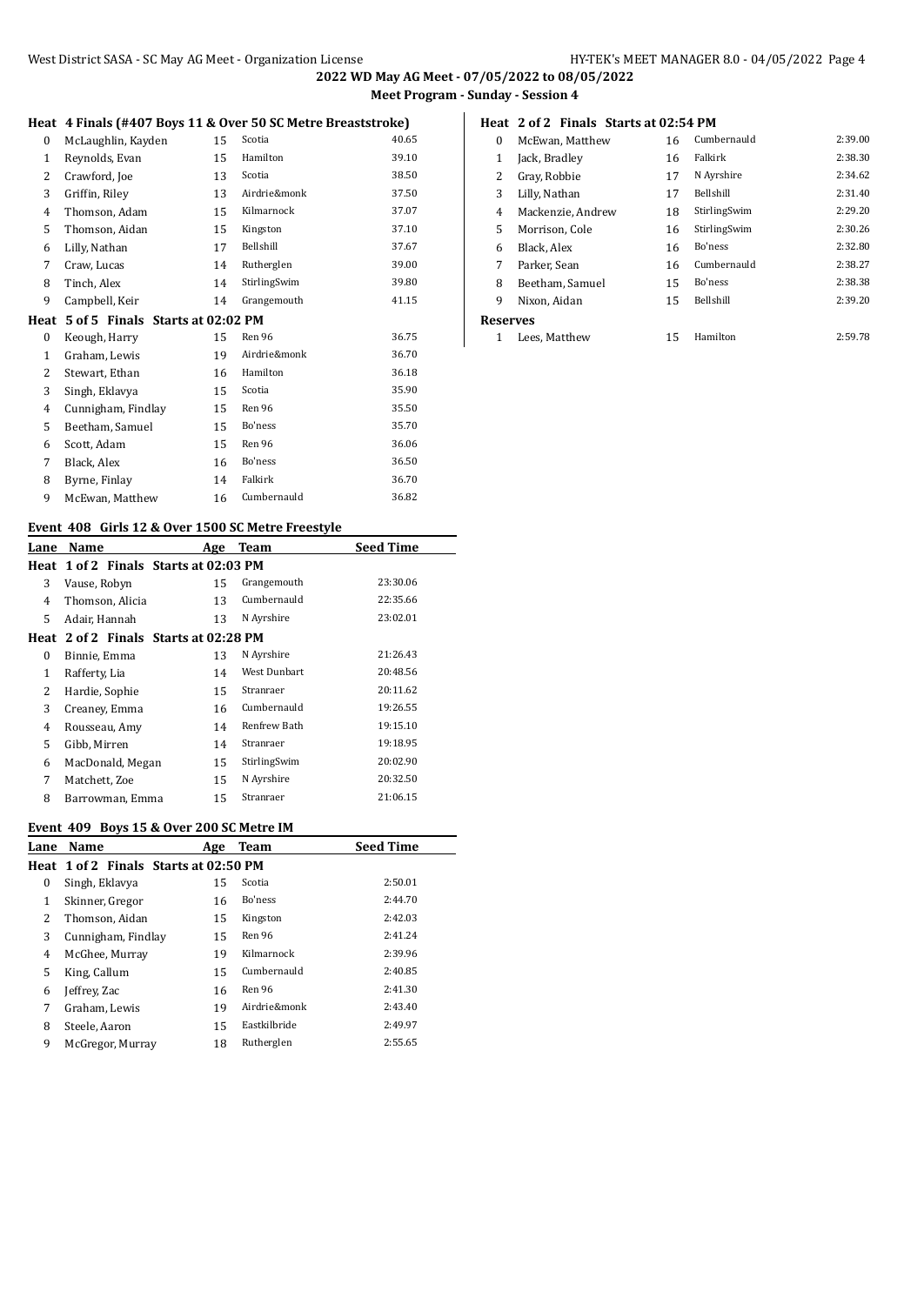2022 WD May AG Meet - 07/05/2022 to 08/05/2022

Meet Program - Sunday - Session 4

**Heat 4 Finals (#407 Boys 11 & Over 50 SC Metre Breaststroke)**

| | | | | |
|---|---|---|---|---|
| 0 | McLaughlin, Kayden | 15 | Scotia | 40.65 |
| 1 | Reynolds, Evan | 15 | Hamilton | 39.10 |
| 2 | Crawford, Joe | 13 | Scotia | 38.50 |
| 3 | Griffin, Riley | 13 | Airdrie&monk | 37.50 |
| 4 | Thomson, Adam | 15 | Kilmarnock | 37.07 |
| 5 | Thomson, Aidan | 15 | Kingston | 37.10 |
| 6 | Lilly, Nathan | 17 | Bellshill | 37.67 |
| 7 | Craw, Lucas | 14 | Rutherglen | 39.00 |
| 8 | Tinch, Alex | 14 | StirlingSwim | 39.80 |
| 9 | Campbell, Keir | 14 | Grangemouth | 41.15 |

**Heat 5 of 5 Finals Starts at 02:02 PM**

| | | | | |
|---|---|---|---|---|
| 0 | Keough, Harry | 15 | Ren 96 | 36.75 |
| 1 | Graham, Lewis | 19 | Airdrie&monk | 36.70 |
| 2 | Stewart, Ethan | 16 | Hamilton | 36.18 |
| 3 | Singh, Eklavya | 15 | Scotia | 35.90 |
| 4 | Cunnigham, Findlay | 15 | Ren 96 | 35.50 |
| 5 | Beetham, Samuel | 15 | Bo'ness | 35.70 |
| 6 | Scott, Adam | 15 | Ren 96 | 36.06 |
| 7 | Black, Alex | 16 | Bo'ness | 36.50 |
| 8 | Byrne, Finlay | 14 | Falkirk | 36.70 |
| 9 | McEwan, Matthew | 16 | Cumbernauld | 36.82 |

## Event 408 Girls 12 & Over 1500 SC Metre Freestyle

| Lane | Name | Age | Team | Seed Time |
|---|---|---|---|---|
| **Heat 1 of 2 Finals Starts at 02:03 PM** | | | | |
| 3 | Vause, Robyn | 15 | Grangemouth | 23:30.06 |
| 4 | Thomson, Alicia | 13 | Cumbernauld | 22:35.66 |
| 5 | Adair, Hannah | 13 | N Ayrshire | 23:02.01 |
| **Heat 2 of 2 Finals Starts at 02:28 PM** | | | | |
| 0 | Binnie, Emma | 13 | N Ayrshire | 21:26.43 |
| 1 | Rafferty, Lia | 14 | West Dunbart | 20:48.56 |
| 2 | Hardie, Sophie | 15 | Stranraer | 20:11.62 |
| 3 | Creaney, Emma | 16 | Cumbernauld | 19:26.55 |
| 4 | Rousseau, Amy | 14 | Renfrew Bath | 19:15.10 |
| 5 | Gibb, Mirren | 14 | Stranraer | 19:18.95 |
| 6 | MacDonald, Megan | 15 | StirlingSwim | 20:02.90 |
| 7 | Matchett, Zoe | 15 | N Ayrshire | 20:32.50 |
| 8 | Barrowman, Emma | 15 | Stranraer | 21:06.15 |

## Event 409 Boys 15 & Over 200 SC Metre IM

| Lane | Name | Age | Team | Seed Time |
|---|---|---|---|---|
| **Heat 1 of 2 Finals Starts at 02:50 PM** | | | | |
| 0 | Singh, Eklavya | 15 | Scotia | 2:50.01 |
| 1 | Skinner, Gregor | 16 | Bo'ness | 2:44.70 |
| 2 | Thomson, Aidan | 15 | Kingston | 2:42.03 |
| 3 | Cunnigham, Findlay | 15 | Ren 96 | 2:41.24 |
| 4 | McGhee, Murray | 19 | Kilmarnock | 2:39.96 |
| 5 | King, Callum | 15 | Cumbernauld | 2:40.85 |
| 6 | Jeffrey, Zac | 16 | Ren 96 | 2:41.30 |
| 7 | Graham, Lewis | 19 | Airdrie&monk | 2:43.40 |
| 8 | Steele, Aaron | 15 | Eastkilbride | 2:49.97 |
| 9 | McGregor, Murray | 18 | Rutherglen | 2:55.65 |
| **Heat 2 of 2 Finals Starts at 02:54 PM** | | | | |
| 0 | McEwan, Matthew | 16 | Cumbernauld | 2:39.00 |
| 1 | Jack, Bradley | 16 | Falkirk | 2:38.30 |
| 2 | Gray, Robbie | 17 | N Ayrshire | 2:34.62 |
| 3 | Lilly, Nathan | 17 | Bellshill | 2:31.40 |
| 4 | Mackenzie, Andrew | 18 | StirlingSwim | 2:29.20 |
| 5 | Morrison, Cole | 16 | StirlingSwim | 2:30.26 |
| 6 | Black, Alex | 16 | Bo'ness | 2:32.80 |
| 7 | Parker, Sean | 16 | Cumbernauld | 2:38.27 |
| 8 | Beetham, Samuel | 15 | Bo'ness | 2:38.38 |
| 9 | Nixon, Aidan | 15 | Bellshill | 2:39.20 |
| **Reserves** | | | | |
| 1 | Lees, Matthew | 15 | Hamilton | 2:59.78 |